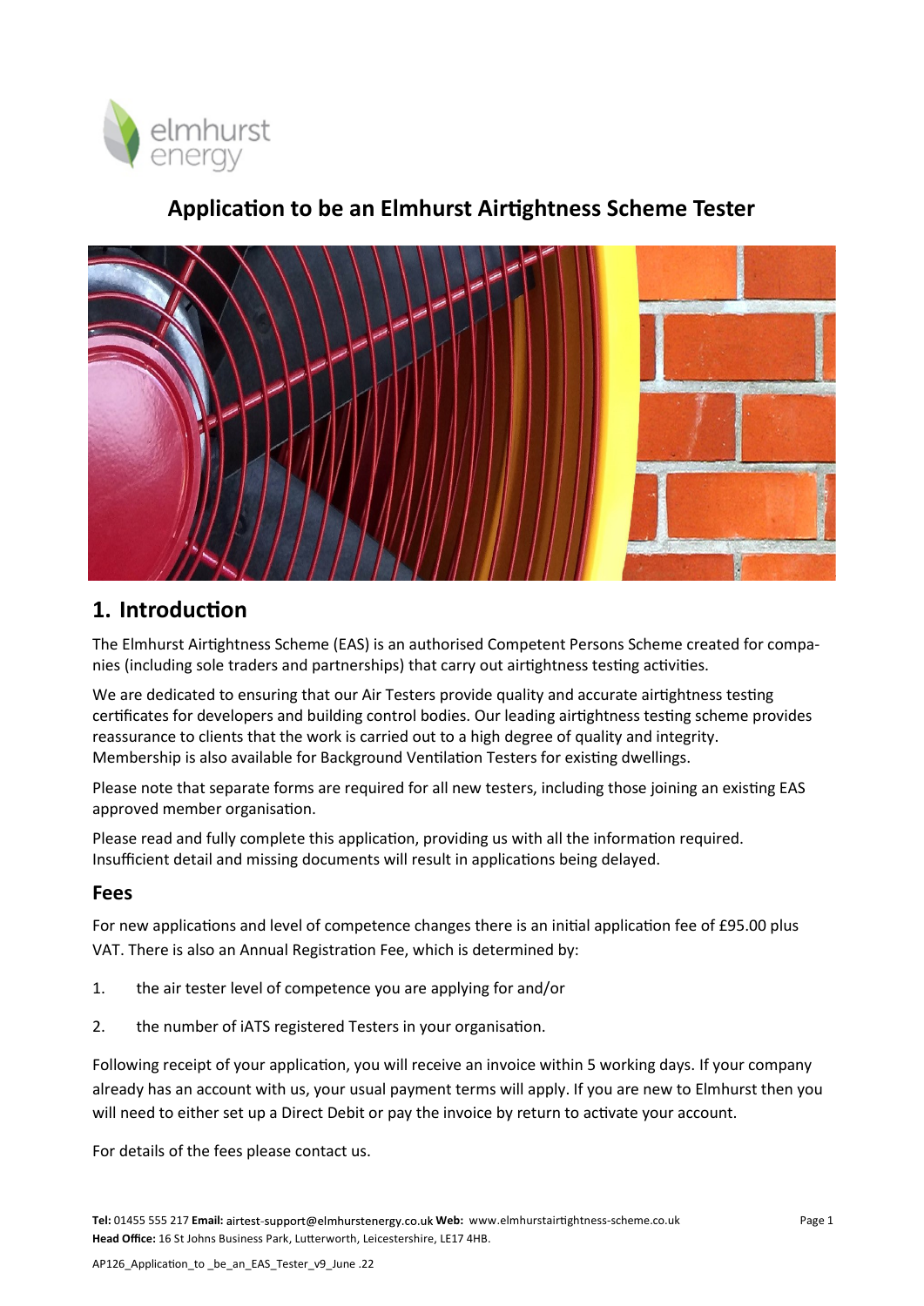# Application to be an Elmhurst Airtightness Scheme Tester

## 1. Introduction

The Elmhurst Airtightness Scheme (EAS) is an authorised Competent Persons Scheme created for companies (including sole traders and partnerships) that carry out airtightness testing activities.

We are dedicated to ensuring that our Air Testers provide quality and accurate airtightness testing certificates for developers and building control bodies. Our leading airtightness testing scheme provides reassurance to clients that the work is carried out to a high degree of quality and integrity. Membership is also available for Background Ventilation Testers for existing dwellings.

Please note that separate forms are required for all new testers, including those joining an existing EAS approved member organisation.

Please read and fully complete this application, providing us with all the information required. Insufficient detail and missing documents will result in applications being delayed.

### Fees

For new applications and level of competence changes there is an initial application fee of £95.00 plus VAT. There is also an Annual Registration Fee, which is determined by:

1. the air tester level of competence you are applying for and/or
2. the number of iATS registered Testers in your organisation.

Following receipt of your application, you will receive an invoice within 5 working days. If your company already has an account with us, your usual payment terms will apply. If you are new to Elmhurst then you will need to either set up a Direct Debit or pay the invoice by return to activate your account.

For details of the fees please contact us.

**Tel:** 01455 555 217 **Email:** airtest-support@elmhurstenergy.co.uk **Web:** www.elmhurstairtightness-scheme.co.uk
**Head Office:** 16 St Johns Business Park, Lutterworth, Leicestershire, LE17 4HB.

AP126_Application_to _be_an_EAS_Tester_v9_June .22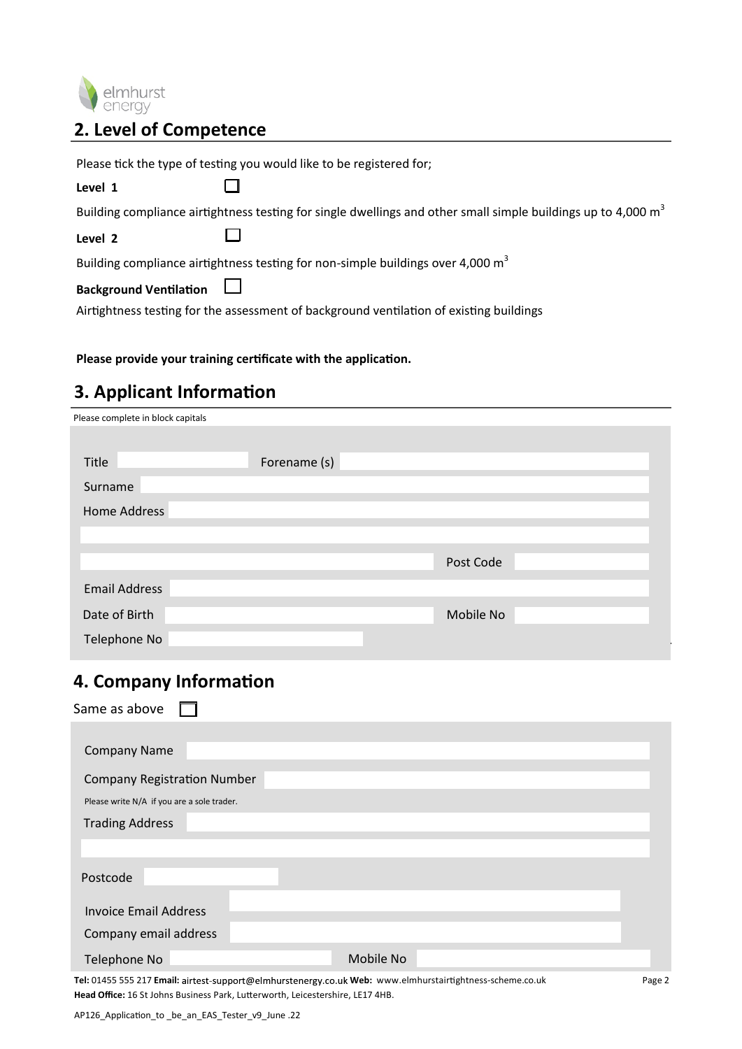## 2. Level of Competence

Please tick the type of testing you would like to be registered for;

**Level 1** ☐

Building compliance airtightness testing for single dwellings and other small simple buildings up to 4,000 $m^3$

**Level 2** ☐

Building compliance airtightness testing for non-simple buildings over 4,000 $m^3$

**Background Ventilation** ☐

Airtightness testing for the assessment of background ventilation of existing buildings

**Please provide your training certificate with the application.**

## 3. Applicant Information

Please complete in block capitals

Title ______ Forename (s) ______

Surname ______

Home Address ______

______

______ Post Code ______

Email Address ______

Date of Birth ______ Mobile No ______

Telephone No ______

## 4. Company Information

Same as above ☐

Company Name ______

Company Registration Number ______

Please write N/A if you are a sole trader.

Trading Address ______

______

Postcode ______

Invoice Email Address ______

Company email address ______

Telephone No ______ Mobile No ______

**Tel:** 01455 555 217 **Email:** airtest-support@elmhurstenergy.co.uk **Web:** www.elmhurstairtightness-scheme.co.uk

**Head Office:** 16 St Johns Business Park, Lutterworth, Leicestershire, LE17 4HB.

AP126_Application_to _be_an_EAS_Tester_v9_June .22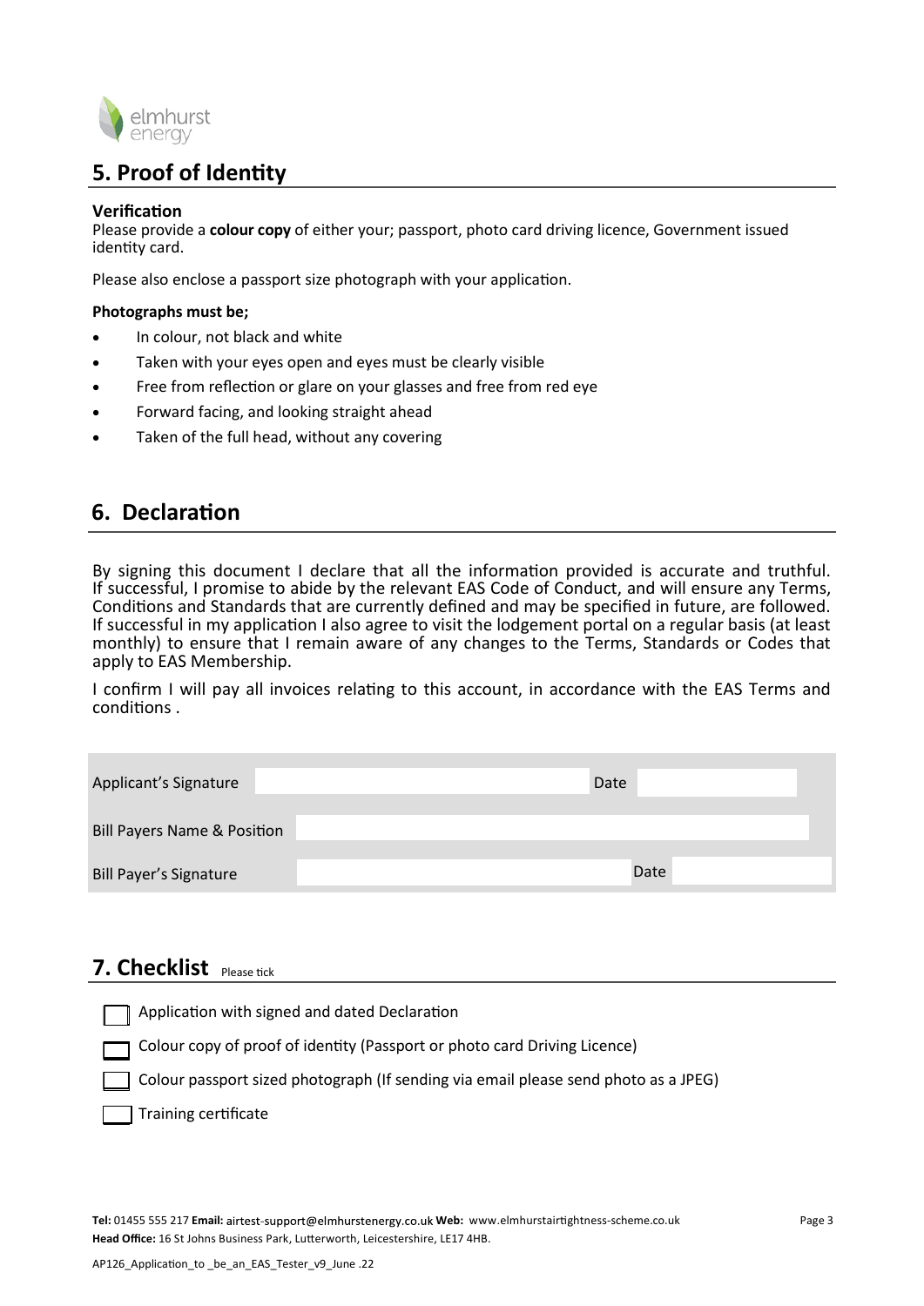## 5. Proof of Identity

**Verification**

Please provide a **colour copy** of either your; passport, photo card driving licence, Government issued identity card.

Please also enclose a passport size photograph with your application.

**Photographs must be;**

- In colour, not black and white
- Taken with your eyes open and eyes must be clearly visible
- Free from reflection or glare on your glasses and free from red eye
- Forward facing, and looking straight ahead
- Taken of the full head, without any covering

## 6. Declaration

By signing this document I declare that all the information provided is accurate and truthful. If successful, I promise to abide by the relevant EAS Code of Conduct, and will ensure any Terms, Conditions and Standards that are currently defined and may be specified in future, are followed. If successful in my application I also agree to visit the lodgement portal on a regular basis (at least monthly) to ensure that I remain aware of any changes to the Terms, Standards or Codes that apply to EAS Membership.

I confirm I will pay all invoices relating to this account, in accordance with the EAS Terms and conditions .

| | | | |
|---|---|---|---|
| Applicant's Signature | | Date | |
| Bill Payers Name & Position | | | |
| Bill Payer's Signature | | Date | |

## 7. Checklist Please tick

- ☐ Application with signed and dated Declaration
- ☐ Colour copy of proof of identity (Passport or photo card Driving Licence)
- ☐ Colour passport sized photograph (If sending via email please send photo as a JPEG)
- ☐ Training certificate

**Tel:** 01455 555 217 **Email:** airtest-support@elmhurstenergy.co.uk **Web:** www.elmhurstairtightness-scheme.co.uk
**Head Office:** 16 St Johns Business Park, Lutterworth, Leicestershire, LE17 4HB.

AP126_Application_to _be_an_EAS_Tester_v9_June .22